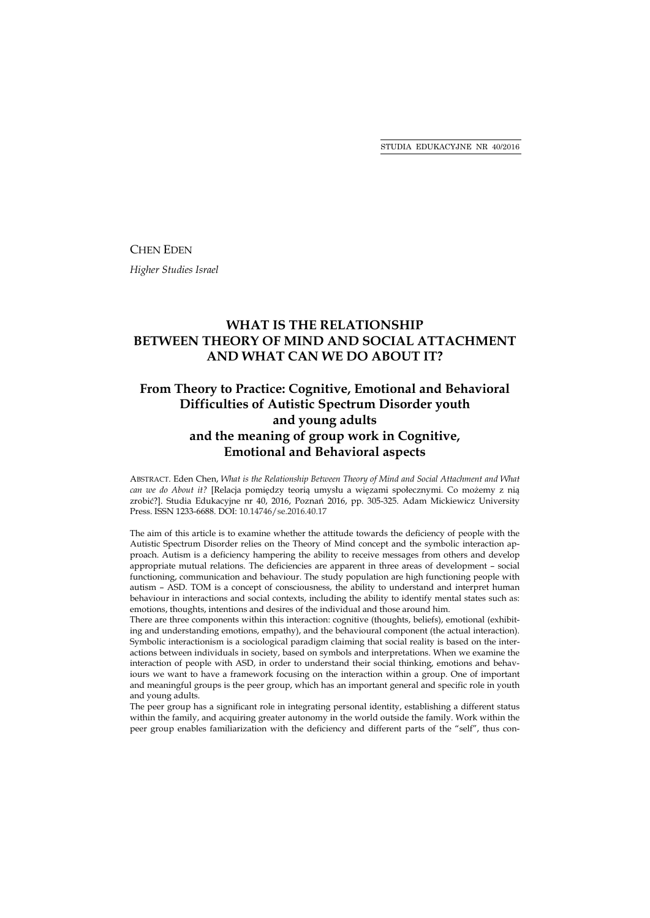CHEN EDEN

*Higher Studies Israel*

# WHAT IS THE RELATIONSHIP BETWEEN THEORY OF MIND AND SOCIAL ATTACHMENT AND WHAT CAN WE DO ABOUT IT?

## From Theory to Practice: Cognitive, Emotional and Behavioral Difficulties of Autistic Spectrum Disorder youth and young adults and the meaning of group work in Cognitive, Emotional and Behavioral aspects

ABSTRACT. Eden Chen, *What is the Relationship Between Theory of Mind and Social Attachment and What can we do About it?* [Relacja pomiędzy teorią umysłu a więzami społecznymi. Co możemy z nią zrobić?]. Studia Edukacyjne nr 40, 2016, Poznań 2016, pp. 305-325. Adam Mickiewicz University Press. ISSN 1233-6688. DOI: 10.14746/se.2016.40.17

The aim of this article is to examine whether the attitude towards the deficiency of people with the Autistic Spectrum Disorder relies on the Theory of Mind concept and the symbolic interaction approach. Autism is a deficiency hampering the ability to receive messages from others and develop appropriate mutual relations. The deficiencies are apparent in three areas of development – social functioning, communication and behaviour. The study population are high functioning people with autism – ASD. TOM is a concept of consciousness, the ability to understand and interpret human behaviour in interactions and social contexts, including the ability to identify mental states such as: emotions, thoughts, intentions and desires of the individual and those around him.

There are three components within this interaction: cognitive (thoughts, beliefs), emotional (exhibiting and understanding emotions, empathy), and the behavioural component (the actual interaction). Symbolic interactionism is a sociological paradigm claiming that social reality is based on the interactions between individuals in society, based on symbols and interpretations. When we examine the interaction of people with ASD, in order to understand their social thinking, emotions and behaviours we want to have a framework focusing on the interaction within a group. One of important and meaningful groups is the peer group, which has an important general and specific role in youth and young adults.

The peer group has a significant role in integrating personal identity, establishing a different status within the family, and acquiring greater autonomy in the world outside the family. Work within the peer group enables familiarization with the deficiency and different parts of the "self", thus con-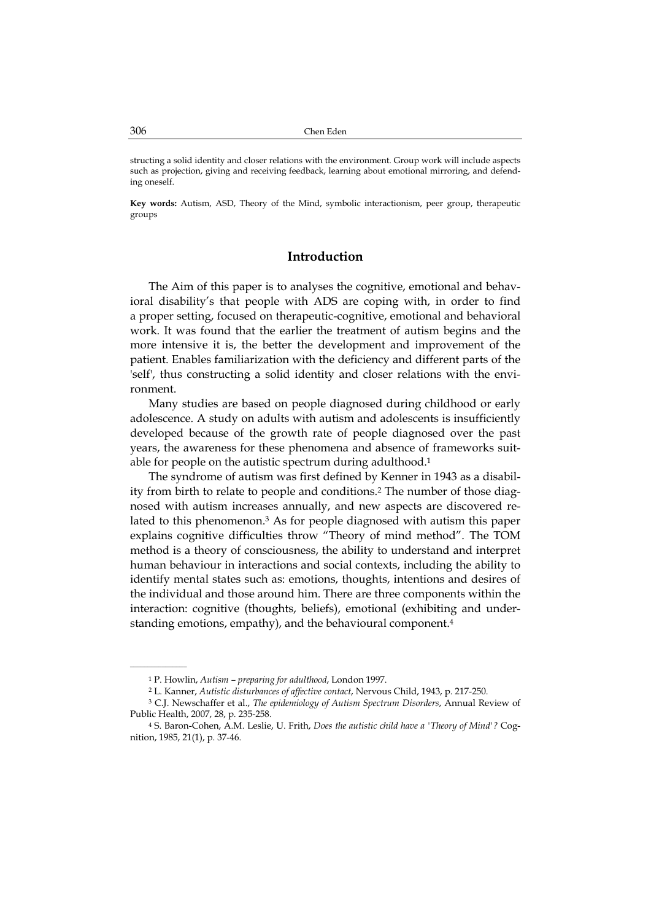structing a solid identity and closer relations with the environment. Group work will include aspects such as projection, giving and receiving feedback, learning about emotional mirroring, and defending oneself.

**Key words:** Autism, ASD, Theory of the Mind, symbolic interactionism, peer group, therapeutic groups

## Introduction

The Aim of this paper is to analyses the cognitive, emotional and behavioral disability's that people with ADS are coping with, in order to find a proper setting, focused on therapeutic-cognitive, emotional and behavioral work. It was found that the earlier the treatment of autism begins and the more intensive it is, the better the development and improvement of the patient. Enables familiarization with the deficiency and different parts of the 'self', thus constructing a solid identity and closer relations with the environment.

Many studies are based on people diagnosed during childhood or early adolescence. A study on adults with autism and adolescents is insufficiently developed because of the growth rate of people diagnosed over the past years, the awareness for these phenomena and absence of frameworks suitable for people on the autistic spectrum during adulthood.[1]

The syndrome of autism was first defined by Kenner in 1943 as a disability from birth to relate to people and conditions.[2] The number of those diagnosed with autism increases annually, and new aspects are discovered related to this phenomenon.[3] As for people diagnosed with autism this paper explains cognitive difficulties throw "Theory of mind method". The TOM method is a theory of consciousness, the ability to understand and interpret human behaviour in interactions and social contexts, including the ability to identify mental states such as: emotions, thoughts, intentions and desires of the individual and those around him. There are three components within the interaction: cognitive (thoughts, beliefs), emotional (exhibiting and understanding emotions, empathy), and the behavioural component.[4]

---

[1] P. Howlin, *Autism – preparing for adulthood*, London 1997.

[2] L. Kanner, *Autistic disturbances of affective contact*, Nervous Child, 1943, p. 217-250.

[3] C.J. Newschaffer et al., *The epidemiology of Autism Spectrum Disorders*, Annual Review of Public Health, 2007, 28, p. 235-258.

[4] S. Baron-Cohen, A.M. Leslie, U. Frith, *Does the autistic child have a 'Theory of Mind'?* Cognition, 1985, 21(1), p. 37-46.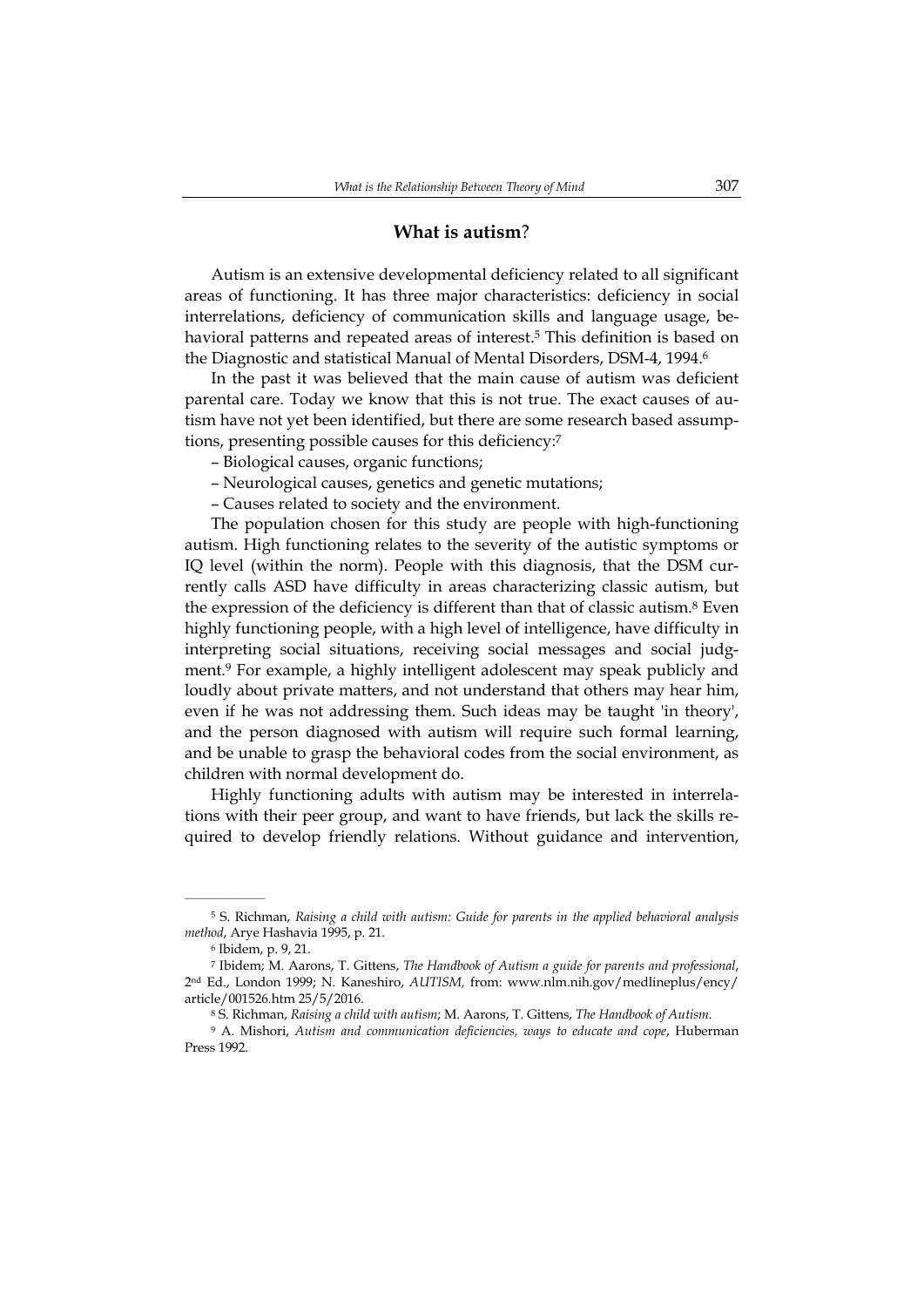## What is autism?

Autism is an extensive developmental deficiency related to all significant areas of functioning. It has three major characteristics: deficiency in social interrelations, deficiency of communication skills and language usage, behavioral patterns and repeated areas of interest.[5] This definition is based on the Diagnostic and statistical Manual of Mental Disorders, DSM-4, 1994.[6]

In the past it was believed that the main cause of autism was deficient parental care. Today we know that this is not true. The exact causes of autism have not yet been identified, but there are some research based assumptions, presenting possible causes for this deficiency:[7]

– Biological causes, organic functions;

– Neurological causes, genetics and genetic mutations;

– Causes related to society and the environment.

The population chosen for this study are people with high-functioning autism. High functioning relates to the severity of the autistic symptoms or IQ level (within the norm). People with this diagnosis, that the DSM currently calls ASD have difficulty in areas characterizing classic autism, but the expression of the deficiency is different than that of classic autism.[8] Even highly functioning people, with a high level of intelligence, have difficulty in interpreting social situations, receiving social messages and social judgment.[9] For example, a highly intelligent adolescent may speak publicly and loudly about private matters, and not understand that others may hear him, even if he was not addressing them. Such ideas may be taught 'in theory', and the person diagnosed with autism will require such formal learning, and be unable to grasp the behavioral codes from the social environment, as children with normal development do.

Highly functioning adults with autism may be interested in interrelations with their peer group, and want to have friends, but lack the skills required to develop friendly relations. Without guidance and intervention,

---

[5] S. Richman, *Raising a child with autism: Guide for parents in the applied behavioral analysis method*, Arye Hashavia 1995, p. 21.

[6] Ibidem, p. 9, 21.

[7] Ibidem; M. Aarons, T. Gittens, *The Handbook of Autism a guide for parents and professional*, 2nd Ed., London 1999; N. Kaneshiro, *AUTISM,* from: www.nlm.nih.gov/medlineplus/ency/article/001526.htm 25/5/2016.

[8] S. Richman, *Raising a child with autism*; M. Aarons, T. Gittens, *The Handbook of Autism*.

[9] A. Mishori, *Autism and communication deficiencies, ways to educate and cope*, Huberman Press 1992.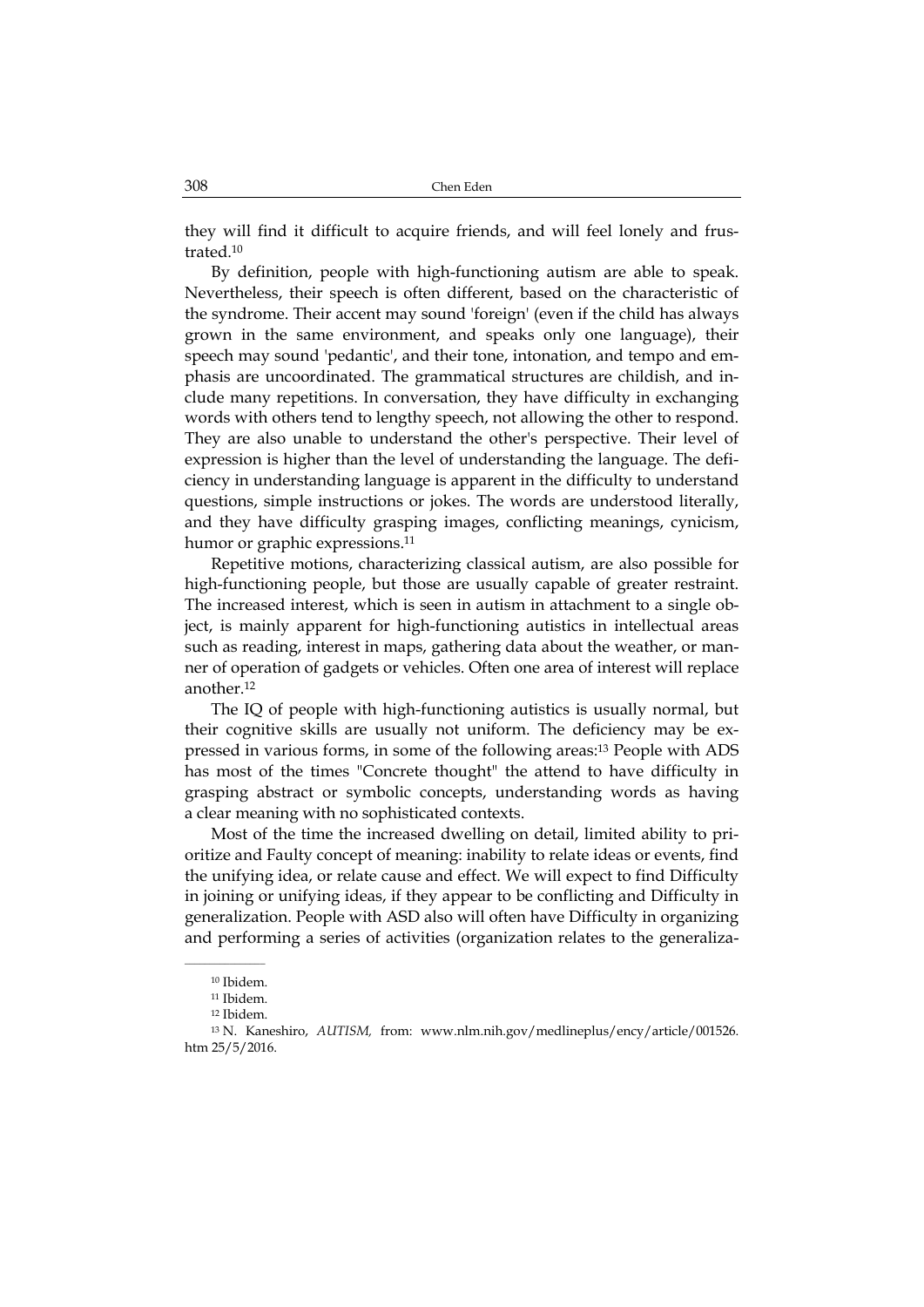they will find it difficult to acquire friends, and will feel lonely and frustrated.[10]

By definition, people with high-functioning autism are able to speak. Nevertheless, their speech is often different, based on the characteristic of the syndrome. Their accent may sound 'foreign' (even if the child has always grown in the same environment, and speaks only one language), their speech may sound 'pedantic', and their tone, intonation, and tempo and emphasis are uncoordinated. The grammatical structures are childish, and include many repetitions. In conversation, they have difficulty in exchanging words with others tend to lengthy speech, not allowing the other to respond. They are also unable to understand the other's perspective. Their level of expression is higher than the level of understanding the language. The deficiency in understanding language is apparent in the difficulty to understand questions, simple instructions or jokes. The words are understood literally, and they have difficulty grasping images, conflicting meanings, cynicism, humor or graphic expressions.[11]

Repetitive motions, characterizing classical autism, are also possible for high-functioning people, but those are usually capable of greater restraint. The increased interest, which is seen in autism in attachment to a single object, is mainly apparent for high-functioning autistics in intellectual areas such as reading, interest in maps, gathering data about the weather, or manner of operation of gadgets or vehicles. Often one area of interest will replace another.[12]

The IQ of people with high-functioning autistics is usually normal, but their cognitive skills are usually not uniform. The deficiency may be expressed in various forms, in some of the following areas:[13] People with ADS has most of the times "Concrete thought" the attend to have difficulty in grasping abstract or symbolic concepts, understanding words as having a clear meaning with no sophisticated contexts.

Most of the time the increased dwelling on detail, limited ability to prioritize and Faulty concept of meaning: inability to relate ideas or events, find the unifying idea, or relate cause and effect. We will expect to find Difficulty in joining or unifying ideas, if they appear to be conflicting and Difficulty in generalization. People with ASD also will often have Difficulty in organizing and performing a series of activities (organization relates to the generaliza-

---

[10] Ibidem.

[11] Ibidem.

[12] Ibidem.

[13] N. Kaneshiro, *AUTISM,* from: www.nlm.nih.gov/medlineplus/ency/article/001526.htm 25/5/2016.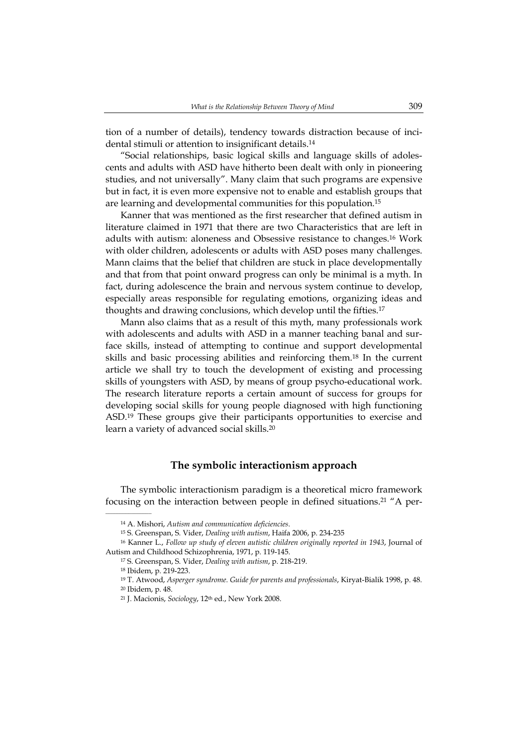tion of a number of details), tendency towards distraction because of incidental stimuli or attention to insignificant details.[14]

"Social relationships, basic logical skills and language skills of adolescents and adults with ASD have hitherto been dealt with only in pioneering studies, and not universally". Many claim that such programs are expensive but in fact, it is even more expensive not to enable and establish groups that are learning and developmental communities for this population.[15]

Kanner that was mentioned as the first researcher that defined autism in literature claimed in 1971 that there are two Characteristics that are left in adults with autism: aloneness and Obsessive resistance to changes.[16] Work with older children, adolescents or adults with ASD poses many challenges. Mann claims that the belief that children are stuck in place developmentally and that from that point onward progress can only be minimal is a myth. In fact, during adolescence the brain and nervous system continue to develop, especially areas responsible for regulating emotions, organizing ideas and thoughts and drawing conclusions, which develop until the fifties.[17]

Mann also claims that as a result of this myth, many professionals work with adolescents and adults with ASD in a manner teaching banal and surface skills, instead of attempting to continue and support developmental skills and basic processing abilities and reinforcing them.[18] In the current article we shall try to touch the development of existing and processing skills of youngsters with ASD, by means of group psycho-educational work. The research literature reports a certain amount of success for groups for developing social skills for young people diagnosed with high functioning ASD.[19] These groups give their participants opportunities to exercise and learn a variety of advanced social skills.[20]

## The symbolic interactionism approach

The symbolic interactionism paradigm is a theoretical micro framework focusing on the interaction between people in defined situations.[21] "A per-

---

[14] A. Mishori, *Autism and communication deficiencies*.

[15] S. Greenspan, S. Vider, *Dealing with autism*, Haifa 2006, p. 234-235

[16] Kanner L., *Follow up study of eleven autistic children originally reported in 1943*, Journal of Autism and Childhood Schizophrenia, 1971, p. 119-145.

[17] S. Greenspan, S. Vider, *Dealing with autism*, p. 218-219.

[18] Ibidem, p. 219-223.

[19] T. Atwood, *Asperger syndrome. Guide for parents and professionals*, Kiryat-Bialik 1998, p. 48.

[20] Ibidem, p. 48.

[21] J. Macionis, *Sociology*, 12th ed., New York 2008.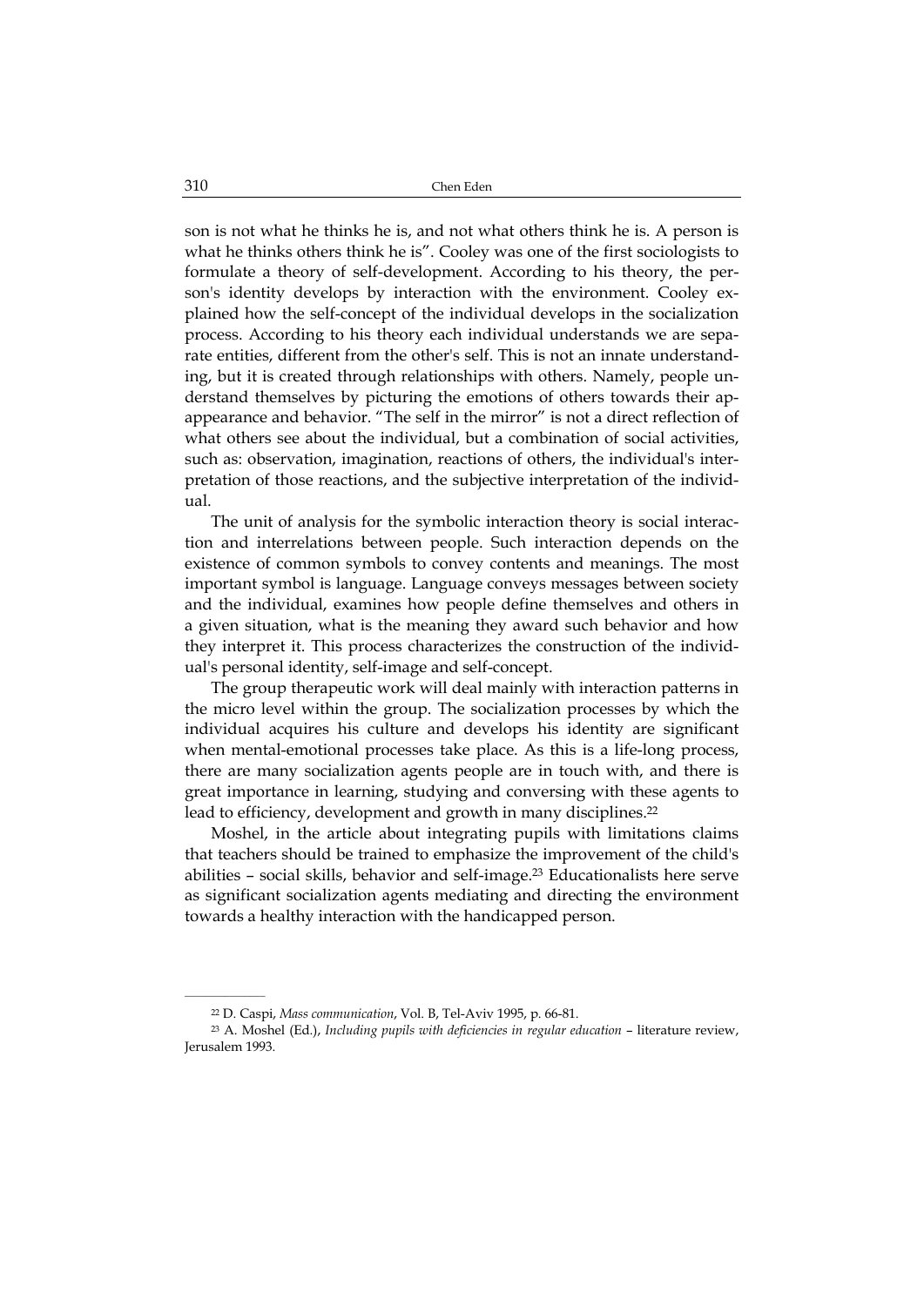son is not what he thinks he is, and not what others think he is. A person is what he thinks others think he is". Cooley was one of the first sociologists to formulate a theory of self-development. According to his theory, the person's identity develops by interaction with the environment. Cooley explained how the self-concept of the individual develops in the socialization process. According to his theory each individual understands we are separate entities, different from the other's self. This is not an innate understanding, but it is created through relationships with others. Namely, people understand themselves by picturing the emotions of others towards their apappearance and behavior. "The self in the mirror" is not a direct reflection of what others see about the individual, but a combination of social activities, such as: observation, imagination, reactions of others, the individual's interpretation of those reactions, and the subjective interpretation of the individual.

The unit of analysis for the symbolic interaction theory is social interaction and interrelations between people. Such interaction depends on the existence of common symbols to convey contents and meanings. The most important symbol is language. Language conveys messages between society and the individual, examines how people define themselves and others in a given situation, what is the meaning they award such behavior and how they interpret it. This process characterizes the construction of the individual's personal identity, self-image and self-concept.

The group therapeutic work will deal mainly with interaction patterns in the micro level within the group. The socialization processes by which the individual acquires his culture and develops his identity are significant when mental-emotional processes take place. As this is a life-long process, there are many socialization agents people are in touch with, and there is great importance in learning, studying and conversing with these agents to lead to efficiency, development and growth in many disciplines.[22]

Moshel, in the article about integrating pupils with limitations claims that teachers should be trained to emphasize the improvement of the child's abilities – social skills, behavior and self-image.[23] Educationalists here serve as significant socialization agents mediating and directing the environment towards a healthy interaction with the handicapped person.

---

[22] D. Caspi, *Mass communication*, Vol. B, Tel-Aviv 1995, p. 66-81.

[23] A. Moshel (Ed.), *Including pupils with deficiencies in regular education* – literature review, Jerusalem 1993.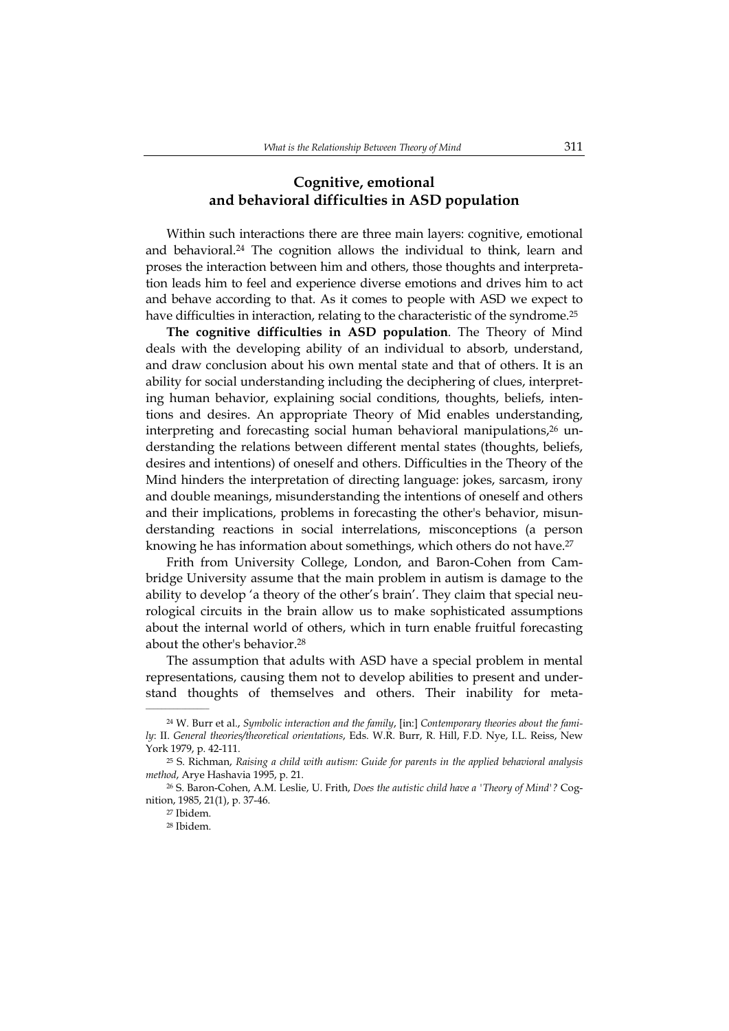## Cognitive, emotional and behavioral difficulties in ASD population

Within such interactions there are three main layers: cognitive, emotional and behavioral.[24] The cognition allows the individual to think, learn and proses the interaction between him and others, those thoughts and interpretation leads him to feel and experience diverse emotions and drives him to act and behave according to that. As it comes to people with ASD we expect to have difficulties in interaction, relating to the characteristic of the syndrome.[25]

**The cognitive difficulties in ASD population**. The Theory of Mind deals with the developing ability of an individual to absorb, understand, and draw conclusion about his own mental state and that of others. It is an ability for social understanding including the deciphering of clues, interpreting human behavior, explaining social conditions, thoughts, beliefs, intentions and desires. An appropriate Theory of Mid enables understanding, interpreting and forecasting social human behavioral manipulations,[26] understanding the relations between different mental states (thoughts, beliefs, desires and intentions) of oneself and others. Difficulties in the Theory of the Mind hinders the interpretation of directing language: jokes, sarcasm, irony and double meanings, misunderstanding the intentions of oneself and others and their implications, problems in forecasting the other's behavior, misunderstanding reactions in social interrelations, misconceptions (a person knowing he has information about somethings, which others do not have.[27]

Frith from University College, London, and Baron-Cohen from Cambridge University assume that the main problem in autism is damage to the ability to develop 'a theory of the other's brain'. They claim that special neurological circuits in the brain allow us to make sophisticated assumptions about the internal world of others, which in turn enable fruitful forecasting about the other's behavior.[28]

The assumption that adults with ASD have a special problem in mental representations, causing them not to develop abilities to present and understand thoughts of themselves and others. Their inability for meta-

---

[24] W. Burr et al., *Symbolic interaction and the family*, [in:] *Contemporary theories about the family*: II. *General theories/theoretical orientations*, Eds. W.R. Burr, R. Hill, F.D. Nye, I.L. Reiss, New York 1979, p. 42-111.

[25] S. Richman, *Raising a child with autism: Guide for parents in the applied behavioral analysis method*, Arye Hashavia 1995, p. 21.

[26] S. Baron-Cohen, A.M. Leslie, U. Frith, *Does the autistic child have a 'Theory of Mind'?* Cognition, 1985, 21(1), p. 37-46.

[27] Ibidem.

[28] Ibidem.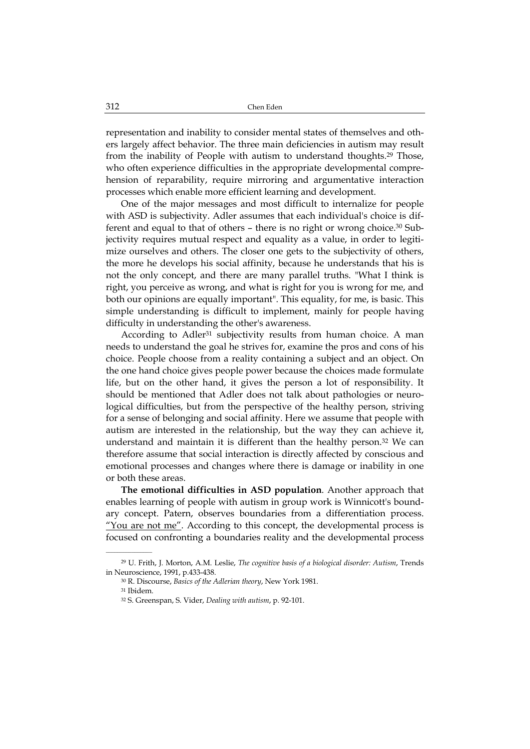representation and inability to consider mental states of themselves and others largely affect behavior. The three main deficiencies in autism may result from the inability of People with autism to understand thoughts.[29] Those, who often experience difficulties in the appropriate developmental comprehension of reparability, require mirroring and argumentative interaction processes which enable more efficient learning and development.

One of the major messages and most difficult to internalize for people with ASD is subjectivity. Adler assumes that each individual's choice is different and equal to that of others – there is no right or wrong choice.[30] Subjectivity requires mutual respect and equality as a value, in order to legitimize ourselves and others. The closer one gets to the subjectivity of others, the more he develops his social affinity, because he understands that his is not the only concept, and there are many parallel truths. "What I think is right, you perceive as wrong, and what is right for you is wrong for me, and both our opinions are equally important". This equality, for me, is basic. This simple understanding is difficult to implement, mainly for people having difficulty in understanding the other's awareness.

According to Adler[31] subjectivity results from human choice. A man needs to understand the goal he strives for, examine the pros and cons of his choice. People choose from a reality containing a subject and an object. On the one hand choice gives people power because the choices made formulate life, but on the other hand, it gives the person a lot of responsibility. It should be mentioned that Adler does not talk about pathologies or neurological difficulties, but from the perspective of the healthy person, striving for a sense of belonging and social affinity. Here we assume that people with autism are interested in the relationship, but the way they can achieve it, understand and maintain it is different than the healthy person.[32] We can therefore assume that social interaction is directly affected by conscious and emotional processes and changes where there is damage or inability in one or both these areas.

**The emotional difficulties in ASD population**. Another approach that enables learning of people with autism in group work is Winnicott's boundary concept. Patern, observes boundaries from a differentiation process. "You are not me". According to this concept, the developmental process is focused on confronting a boundaries reality and the developmental process

---

[29] U. Frith, J. Morton, A.M. Leslie, *The cognitive basis of a biological disorder: Autism*, Trends in Neuroscience, 1991, p.433-438.

[30] R. Discourse, *Basics of the Adlerian theory*, New York 1981.

[31] Ibidem.

[32] S. Greenspan, S. Vider, *Dealing with autism*, p. 92-101.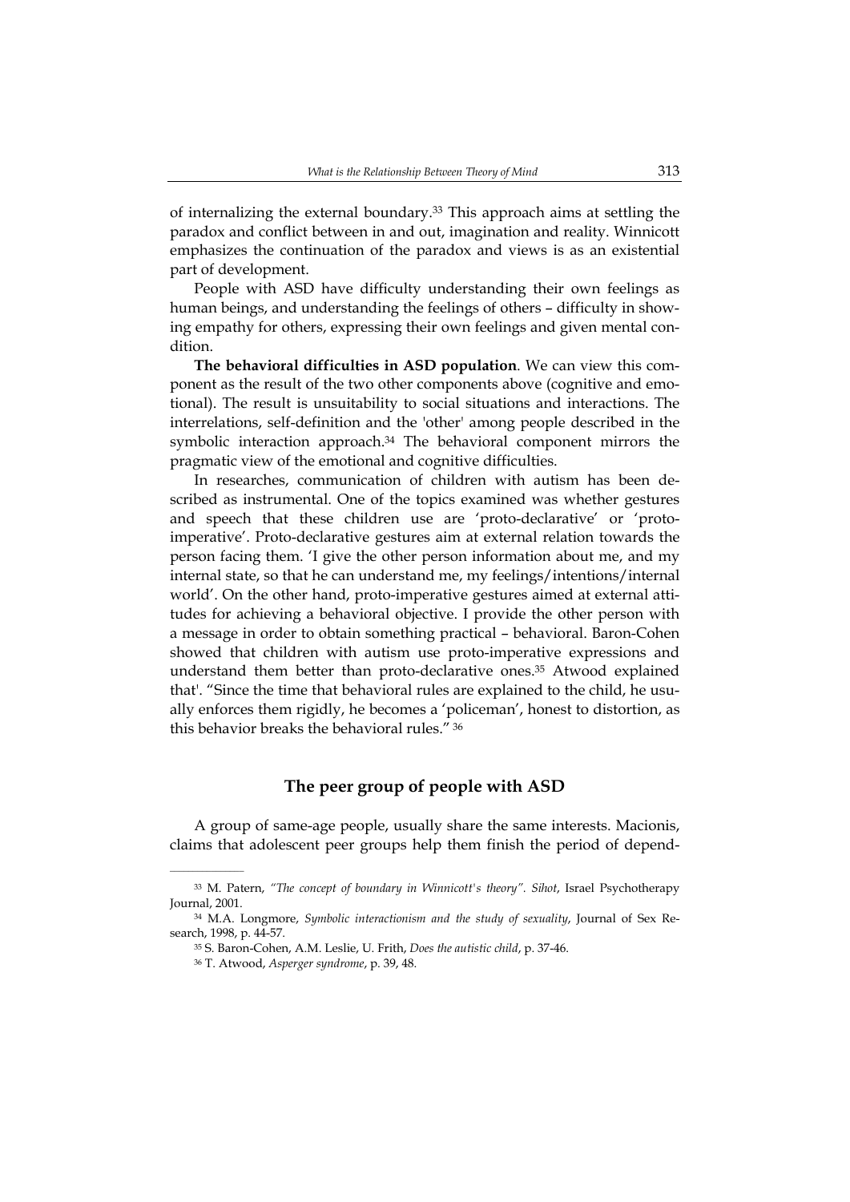of internalizing the external boundary.[33] This approach aims at settling the paradox and conflict between in and out, imagination and reality. Winnicott emphasizes the continuation of the paradox and views is as an existential part of development.

People with ASD have difficulty understanding their own feelings as human beings, and understanding the feelings of others – difficulty in showing empathy for others, expressing their own feelings and given mental condition.

**The behavioral difficulties in ASD population**. We can view this component as the result of the two other components above (cognitive and emotional). The result is unsuitability to social situations and interactions. The interrelations, self-definition and the 'other' among people described in the symbolic interaction approach.[34] The behavioral component mirrors the pragmatic view of the emotional and cognitive difficulties.

In researches, communication of children with autism has been described as instrumental. One of the topics examined was whether gestures and speech that these children use are 'proto-declarative' or 'proto-imperative'. Proto-declarative gestures aim at external relation towards the person facing them. 'I give the other person information about me, and my internal state, so that he can understand me, my feelings/intentions/internal world'. On the other hand, proto-imperative gestures aimed at external attitudes for achieving a behavioral objective. I provide the other person with a message in order to obtain something practical – behavioral. Baron-Cohen showed that children with autism use proto-imperative expressions and understand them better than proto-declarative ones.[35] Atwood explained that'. "Since the time that behavioral rules are explained to the child, he usually enforces them rigidly, he becomes a 'policeman', honest to distortion, as this behavior breaks the behavioral rules." [36]

## The peer group of people with ASD

A group of same-age people, usually share the same interests. Macionis, claims that adolescent peer groups help them finish the period of depend-

---

[33] M. Patern, *"The concept of boundary in Winnicott's theory". Sihot*, Israel Psychotherapy Journal, 2001.

[34] M.A. Longmore, *Symbolic interactionism and the study of sexuality*, Journal of Sex Research, 1998, p. 44-57.

[35] S. Baron-Cohen, A.M. Leslie, U. Frith, *Does the autistic child*, p. 37-46.

[36] T. Atwood, *Asperger syndrome*, p. 39, 48.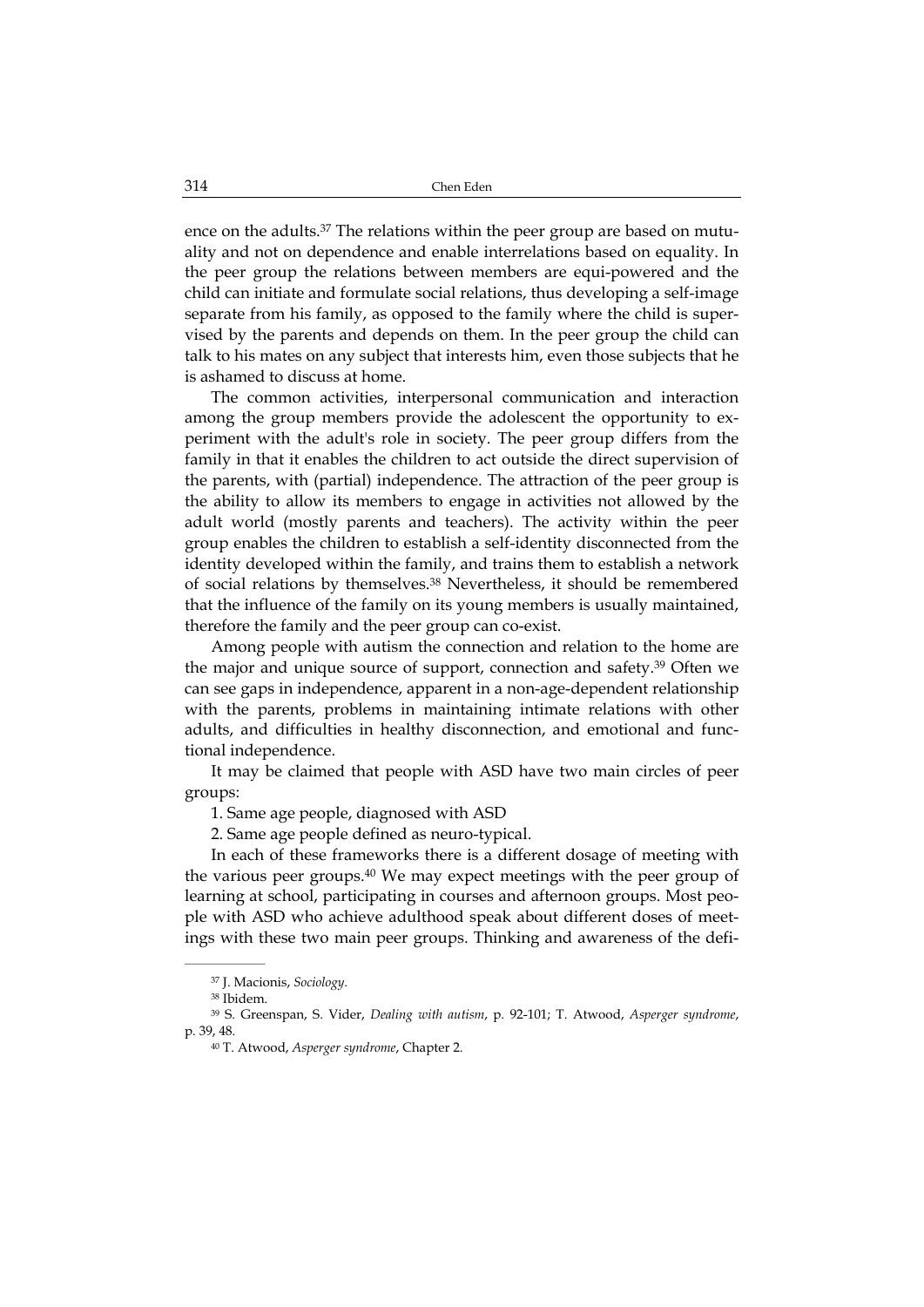ence on the adults.[37] The relations within the peer group are based on mutuality and not on dependence and enable interrelations based on equality. In the peer group the relations between members are equi-powered and the child can initiate and formulate social relations, thus developing a self-image separate from his family, as opposed to the family where the child is supervised by the parents and depends on them. In the peer group the child can talk to his mates on any subject that interests him, even those subjects that he is ashamed to discuss at home.

The common activities, interpersonal communication and interaction among the group members provide the adolescent the opportunity to experiment with the adult's role in society. The peer group differs from the family in that it enables the children to act outside the direct supervision of the parents, with (partial) independence. The attraction of the peer group is the ability to allow its members to engage in activities not allowed by the adult world (mostly parents and teachers). The activity within the peer group enables the children to establish a self-identity disconnected from the identity developed within the family, and trains them to establish a network of social relations by themselves.[38] Nevertheless, it should be remembered that the influence of the family on its young members is usually maintained, therefore the family and the peer group can co-exist.

Among people with autism the connection and relation to the home are the major and unique source of support, connection and safety.[39] Often we can see gaps in independence, apparent in a non-age-dependent relationship with the parents, problems in maintaining intimate relations with other adults, and difficulties in healthy disconnection, and emotional and functional independence.

It may be claimed that people with ASD have two main circles of peer groups:

1. Same age people, diagnosed with ASD
2. Same age people defined as neuro-typical.

In each of these frameworks there is a different dosage of meeting with the various peer groups.[40] We may expect meetings with the peer group of learning at school, participating in courses and afternoon groups. Most people with ASD who achieve adulthood speak about different doses of meetings with these two main peer groups. Thinking and awareness of the defi-

---

[37] J. Macionis, *Sociology*.

[38] Ibidem.

[39] S. Greenspan, S. Vider, *Dealing with autism*, p. 92-101; T. Atwood, *Asperger syndrome*, p. 39, 48.

[40] T. Atwood, *Asperger syndrome*, Chapter 2.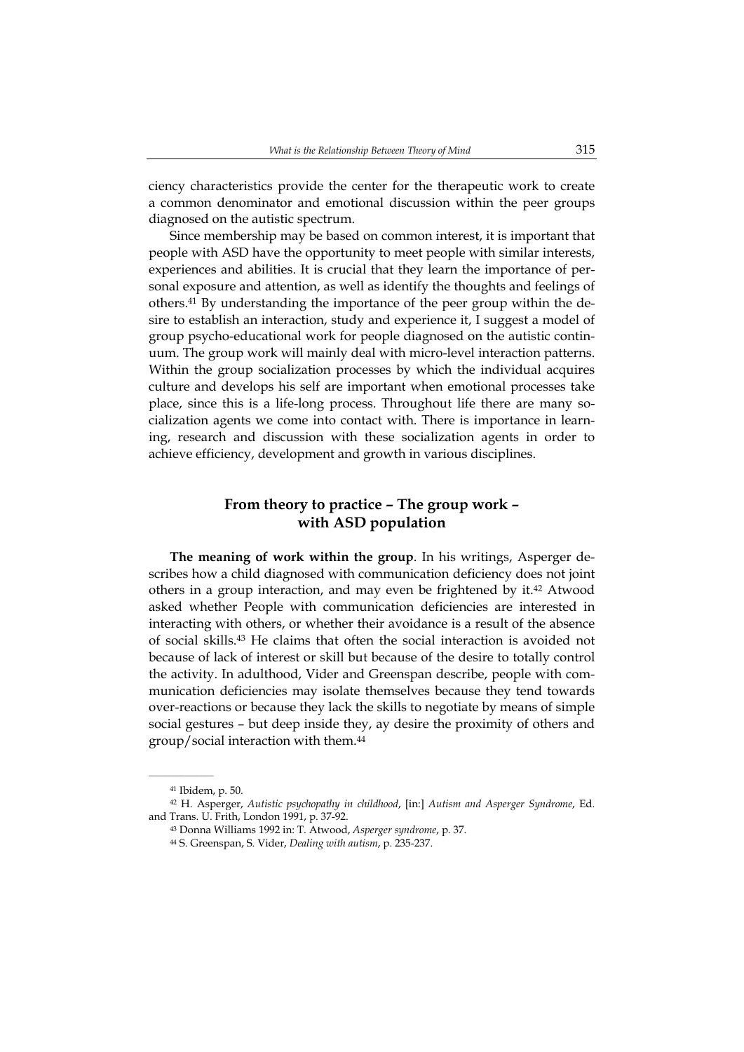ciency characteristics provide the center for the therapeutic work to create a common denominator and emotional discussion within the peer groups diagnosed on the autistic spectrum.

Since membership may be based on common interest, it is important that people with ASD have the opportunity to meet people with similar interests, experiences and abilities. It is crucial that they learn the importance of personal exposure and attention, as well as identify the thoughts and feelings of others.[41] By understanding the importance of the peer group within the desire to establish an interaction, study and experience it, I suggest a model of group psycho-educational work for people diagnosed on the autistic continuum. The group work will mainly deal with micro-level interaction patterns. Within the group socialization processes by which the individual acquires culture and develops his self are important when emotional processes take place, since this is a life-long process. Throughout life there are many socialization agents we come into contact with. There is importance in learning, research and discussion with these socialization agents in order to achieve efficiency, development and growth in various disciplines.

## From theory to practice – The group work – with ASD population

**The meaning of work within the group**. In his writings, Asperger describes how a child diagnosed with communication deficiency does not joint others in a group interaction, and may even be frightened by it.[42] Atwood asked whether People with communication deficiencies are interested in interacting with others, or whether their avoidance is a result of the absence of social skills.[43] He claims that often the social interaction is avoided not because of lack of interest or skill but because of the desire to totally control the activity. In adulthood, Vider and Greenspan describe, people with communication deficiencies may isolate themselves because they tend towards over-reactions or because they lack the skills to negotiate by means of simple social gestures – but deep inside they, ay desire the proximity of others and group/social interaction with them.[44]

---

[41] Ibidem, p. 50.

[42] H. Asperger, *Autistic psychopathy in childhood*, [in:] *Autism and Asperger Syndrome*, Ed. and Trans. U. Frith, London 1991, p. 37-92.

[43] Donna Williams 1992 in: T. Atwood, *Asperger syndrome*, p. 37.

[44] S. Greenspan, S. Vider, *Dealing with autism*, p. 235-237.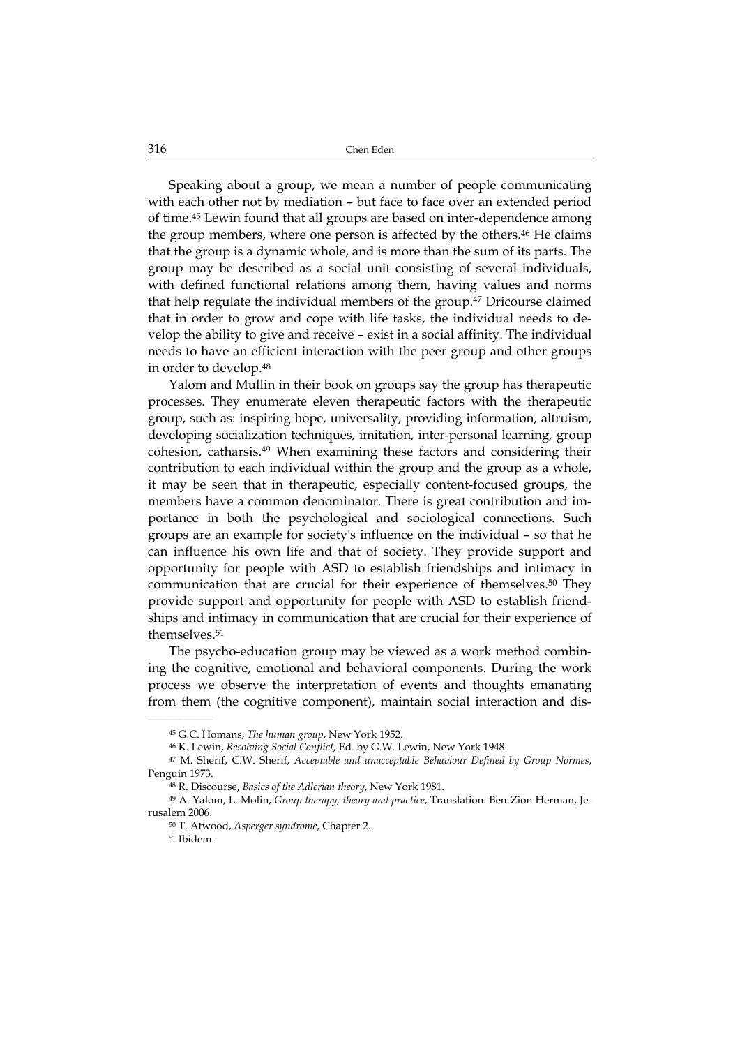Speaking about a group, we mean a number of people communicating with each other not by mediation – but face to face over an extended period of time.[45] Lewin found that all groups are based on inter-dependence among the group members, where one person is affected by the others.[46] He claims that the group is a dynamic whole, and is more than the sum of its parts. The group may be described as a social unit consisting of several individuals, with defined functional relations among them, having values and norms that help regulate the individual members of the group.[47] Dricourse claimed that in order to grow and cope with life tasks, the individual needs to develop the ability to give and receive – exist in a social affinity. The individual needs to have an efficient interaction with the peer group and other groups in order to develop.[48]

Yalom and Mullin in their book on groups say the group has therapeutic processes. They enumerate eleven therapeutic factors with the therapeutic group, such as: inspiring hope, universality, providing information, altruism, developing socialization techniques, imitation, inter-personal learning, group cohesion, catharsis.[49] When examining these factors and considering their contribution to each individual within the group and the group as a whole, it may be seen that in therapeutic, especially content-focused groups, the members have a common denominator. There is great contribution and importance in both the psychological and sociological connections. Such groups are an example for society's influence on the individual – so that he can influence his own life and that of society. They provide support and opportunity for people with ASD to establish friendships and intimacy in communication that are crucial for their experience of themselves.[50] They provide support and opportunity for people with ASD to establish friendships and intimacy in communication that are crucial for their experience of themselves.[51]

The psycho-education group may be viewed as a work method combining the cognitive, emotional and behavioral components. During the work process we observe the interpretation of events and thoughts emanating from them (the cognitive component), maintain social interaction and dis-

---

[45] G.C. Homans, *The human group*, New York 1952.

[46] K. Lewin, *Resolving Social Conflict*, Ed. by G.W. Lewin, New York 1948.

[47] M. Sherif, C.W. Sherif, *Acceptable and unacceptable Behaviour Defined by Group Normes*, Penguin 1973.

[48] R. Discourse, *Basics of the Adlerian theory*, New York 1981.

[49] A. Yalom, L. Molin, *Group therapy, theory and practice*, Translation: Ben-Zion Herman, Jerusalem 2006.

[50] T. Atwood, *Asperger syndrome*, Chapter 2.

[51] Ibidem.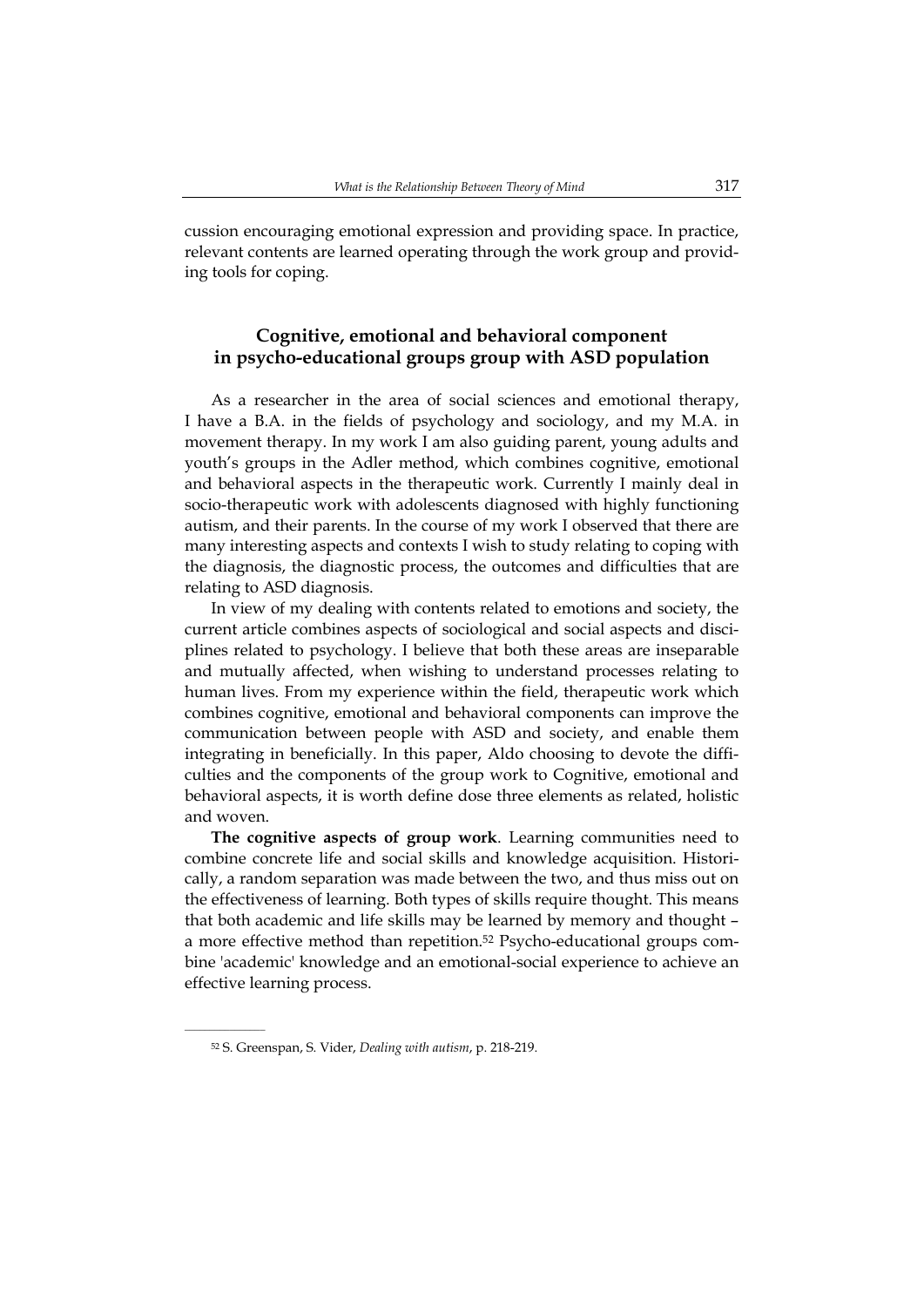cussion encouraging emotional expression and providing space. In practice, relevant contents are learned operating through the work group and providing tools for coping.

## Cognitive, emotional and behavioral component in psycho-educational groups group with ASD population

As a researcher in the area of social sciences and emotional therapy, I have a B.A. in the fields of psychology and sociology, and my M.A. in movement therapy. In my work I am also guiding parent, young adults and youth's groups in the Adler method, which combines cognitive, emotional and behavioral aspects in the therapeutic work. Currently I mainly deal in socio-therapeutic work with adolescents diagnosed with highly functioning autism, and their parents. In the course of my work I observed that there are many interesting aspects and contexts I wish to study relating to coping with the diagnosis, the diagnostic process, the outcomes and difficulties that are relating to ASD diagnosis.

In view of my dealing with contents related to emotions and society, the current article combines aspects of sociological and social aspects and disciplines related to psychology. I believe that both these areas are inseparable and mutually affected, when wishing to understand processes relating to human lives. From my experience within the field, therapeutic work which combines cognitive, emotional and behavioral components can improve the communication between people with ASD and society, and enable them integrating in beneficially. In this paper, Aldo choosing to devote the difficulties and the components of the group work to Cognitive, emotional and behavioral aspects, it is worth define dose three elements as related, holistic and woven.

**The cognitive aspects of group work**. Learning communities need to combine concrete life and social skills and knowledge acquisition. Historically, a random separation was made between the two, and thus miss out on the effectiveness of learning. Both types of skills require thought. This means that both academic and life skills may be learned by memory and thought – a more effective method than repetition.[52] Psycho-educational groups combine 'academic' knowledge and an emotional-social experience to achieve an effective learning process.

---

[52] S. Greenspan, S. Vider, *Dealing with autism*, p. 218-219.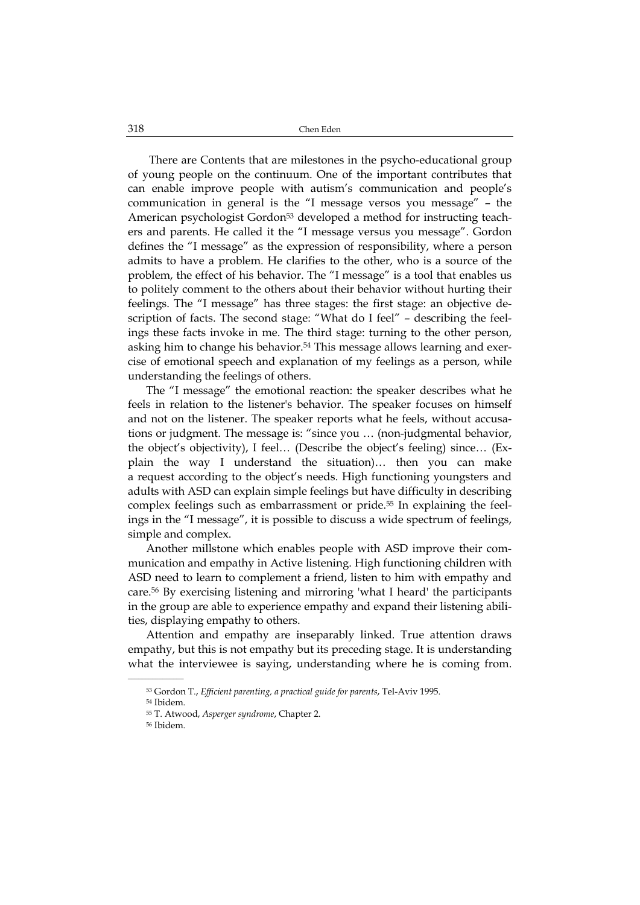There are Contents that are milestones in the psycho-educational group of young people on the continuum. One of the important contributes that can enable improve people with autism's communication and people's communication in general is the "I message versos you message" – the American psychologist Gordon[53] developed a method for instructing teachers and parents. He called it the "I message versus you message". Gordon defines the "I message" as the expression of responsibility, where a person admits to have a problem. He clarifies to the other, who is a source of the problem, the effect of his behavior. The "I message" is a tool that enables us to politely comment to the others about their behavior without hurting their feelings. The "I message" has three stages: the first stage: an objective description of facts. The second stage: "What do I feel" – describing the feelings these facts invoke in me. The third stage: turning to the other person, asking him to change his behavior.[54] This message allows learning and exercise of emotional speech and explanation of my feelings as a person, while understanding the feelings of others.

The "I message" the emotional reaction: the speaker describes what he feels in relation to the listener's behavior. The speaker focuses on himself and not on the listener. The speaker reports what he feels, without accusations or judgment. The message is: "since you … (non-judgmental behavior, the object's objectivity), I feel… (Describe the object's feeling) since… (Explain the way I understand the situation)… then you can make a request according to the object's needs. High functioning youngsters and adults with ASD can explain simple feelings but have difficulty in describing complex feelings such as embarrassment or pride.[55] In explaining the feelings in the "I message", it is possible to discuss a wide spectrum of feelings, simple and complex.

Another millstone which enables people with ASD improve their communication and empathy in Active listening. High functioning children with ASD need to learn to complement a friend, listen to him with empathy and care.[56] By exercising listening and mirroring 'what I heard' the participants in the group are able to experience empathy and expand their listening abilities, displaying empathy to others.

Attention and empathy are inseparably linked. True attention draws empathy, but this is not empathy but its preceding stage. It is understanding what the interviewee is saying, understanding where he is coming from.

---

[53] Gordon T., *Efficient parenting, a practical guide for parents*, Tel-Aviv 1995.

[54] Ibidem.

[55] T. Atwood, *Asperger syndrome*, Chapter 2.

[56] Ibidem.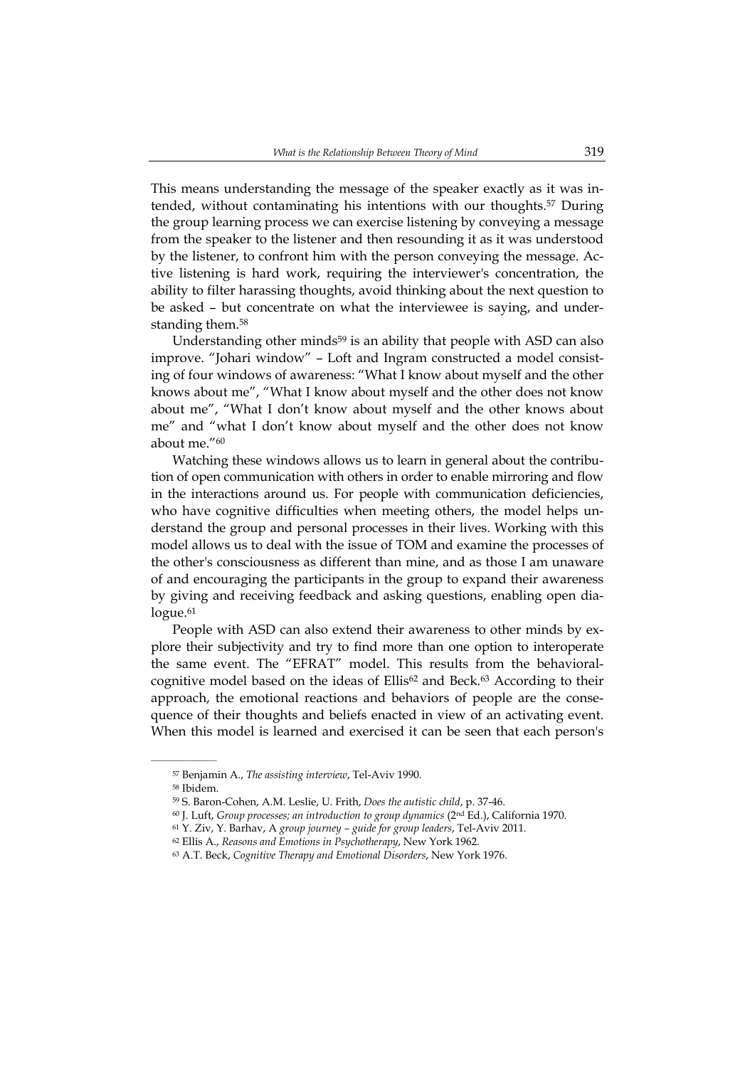This means understanding the message of the speaker exactly as it was intended, without contaminating his intentions with our thoughts.[57] During the group learning process we can exercise listening by conveying a message from the speaker to the listener and then resounding it as it was understood by the listener, to confront him with the person conveying the message. Active listening is hard work, requiring the interviewer's concentration, the ability to filter harassing thoughts, avoid thinking about the next question to be asked – but concentrate on what the interviewee is saying, and understanding them.[58]

Understanding other minds[59] is an ability that people with ASD can also improve. "Johari window" – Loft and Ingram constructed a model consisting of four windows of awareness: "What I know about myself and the other knows about me", "What I know about myself and the other does not know about me", "What I don't know about myself and the other knows about me" and "what I don't know about myself and the other does not know about me."[60]

Watching these windows allows us to learn in general about the contribution of open communication with others in order to enable mirroring and flow in the interactions around us. For people with communication deficiencies, who have cognitive difficulties when meeting others, the model helps understand the group and personal processes in their lives. Working with this model allows us to deal with the issue of TOM and examine the processes of the other's consciousness as different than mine, and as those I am unaware of and encouraging the participants in the group to expand their awareness by giving and receiving feedback and asking questions, enabling open dialogue.[61]

People with ASD can also extend their awareness to other minds by explore their subjectivity and try to find more than one option to interoperate the same event. The "EFRAT" model. This results from the behavioral-cognitive model based on the ideas of Ellis[62] and Beck.[63] According to their approach, the emotional reactions and behaviors of people are the consequence of their thoughts and beliefs enacted in view of an activating event. When this model is learned and exercised it can be seen that each person's

---

[57] Benjamin A., *The assisting interview*, Tel-Aviv 1990.

[58] Ibidem.

[59] S. Baron-Cohen, A.M. Leslie, U. Frith, *Does the autistic child*, p. 37-46.

[60] J. Luft, *Group processes; an introduction to group dynamics* (2nd Ed.), California 1970.

[61] Y. Ziv, Y. Barhav, A *group journey – guide for group leaders*, Tel-Aviv 2011.

[62] Ellis A., *Reasons and Emotions in Psychotherapy*, New York 1962.

[63] A.T. Beck, *Cognitive Therapy and Emotional Disorders*, New York 1976.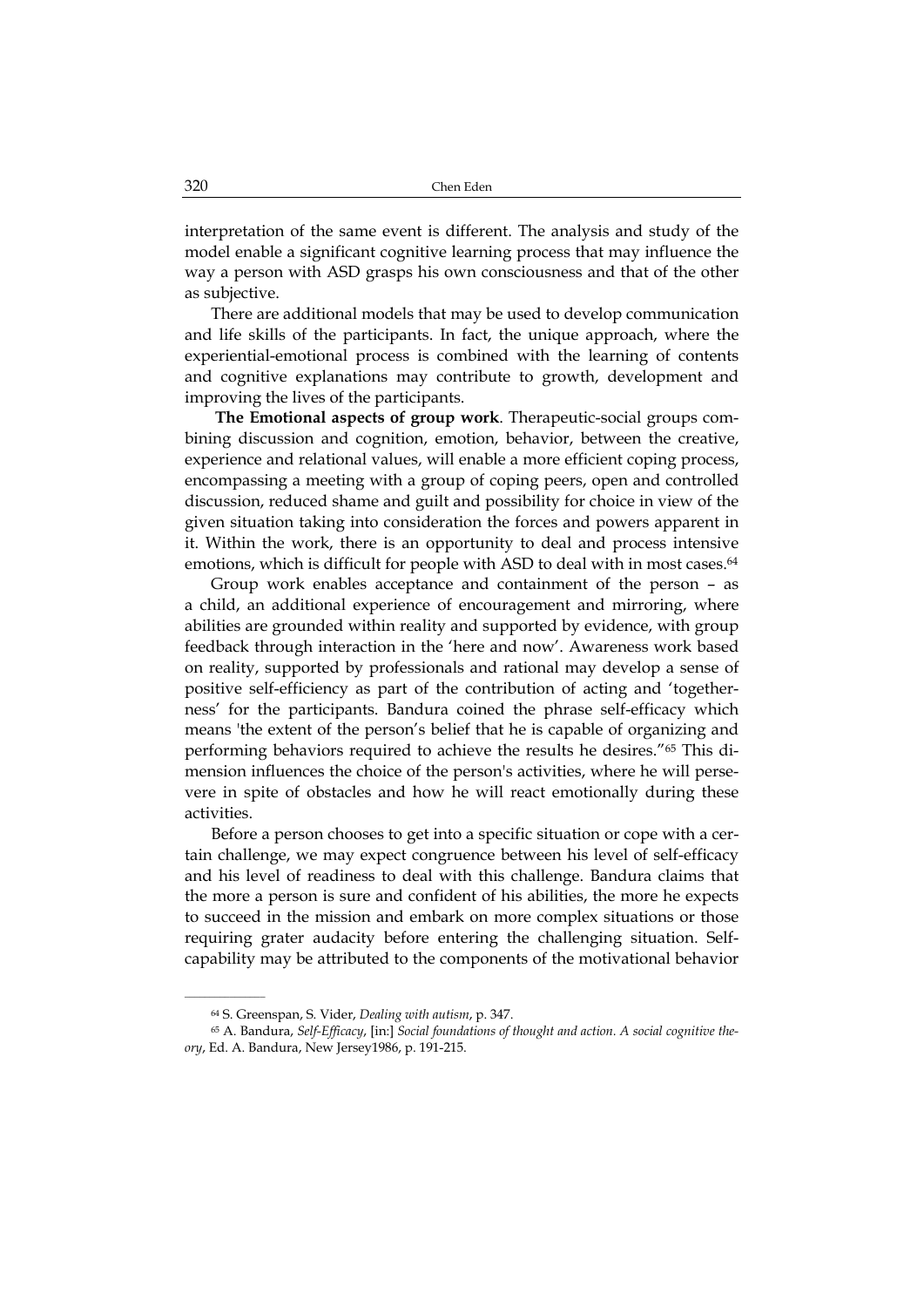interpretation of the same event is different. The analysis and study of the model enable a significant cognitive learning process that may influence the way a person with ASD grasps his own consciousness and that of the other as subjective.

There are additional models that may be used to develop communication and life skills of the participants. In fact, the unique approach, where the experiential-emotional process is combined with the learning of contents and cognitive explanations may contribute to growth, development and improving the lives of the participants.

**The Emotional aspects of group work**. Therapeutic-social groups combining discussion and cognition, emotion, behavior, between the creative, experience and relational values, will enable a more efficient coping process, encompassing a meeting with a group of coping peers, open and controlled discussion, reduced shame and guilt and possibility for choice in view of the given situation taking into consideration the forces and powers apparent in it. Within the work, there is an opportunity to deal and process intensive emotions, which is difficult for people with ASD to deal with in most cases.[64]

Group work enables acceptance and containment of the person – as a child, an additional experience of encouragement and mirroring, where abilities are grounded within reality and supported by evidence, with group feedback through interaction in the 'here and now'. Awareness work based on reality, supported by professionals and rational may develop a sense of positive self-efficiency as part of the contribution of acting and 'togetherness' for the participants. Bandura coined the phrase self-efficacy which means 'the extent of the person's belief that he is capable of organizing and performing behaviors required to achieve the results he desires."[65] This dimension influences the choice of the person's activities, where he will persevere in spite of obstacles and how he will react emotionally during these activities.

Before a person chooses to get into a specific situation or cope with a certain challenge, we may expect congruence between his level of self-efficacy and his level of readiness to deal with this challenge. Bandura claims that the more a person is sure and confident of his abilities, the more he expects to succeed in the mission and embark on more complex situations or those requiring grater audacity before entering the challenging situation. Self-capability may be attributed to the components of the motivational behavior

---

[64] S. Greenspan, S. Vider, *Dealing with autism*, p. 347.

[65] A. Bandura, *Self-Efficacy*, [in:] *Social foundations of thought and action. A social cognitive theory*, Ed. A. Bandura, New Jersey1986, p. 191-215.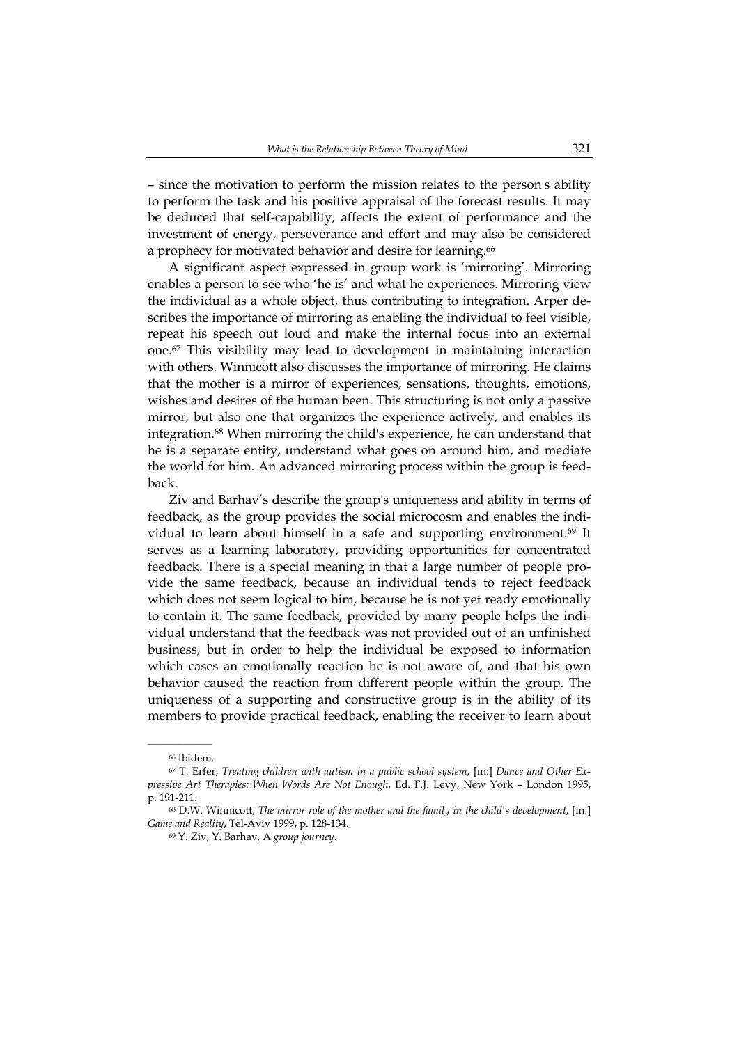– since the motivation to perform the mission relates to the person's ability to perform the task and his positive appraisal of the forecast results. It may be deduced that self-capability, affects the extent of performance and the investment of energy, perseverance and effort and may also be considered a prophecy for motivated behavior and desire for learning.[66]

A significant aspect expressed in group work is 'mirroring'. Mirroring enables a person to see who 'he is' and what he experiences. Mirroring view the individual as a whole object, thus contributing to integration. Arper describes the importance of mirroring as enabling the individual to feel visible, repeat his speech out loud and make the internal focus into an external one.[67] This visibility may lead to development in maintaining interaction with others. Winnicott also discusses the importance of mirroring. He claims that the mother is a mirror of experiences, sensations, thoughts, emotions, wishes and desires of the human been. This structuring is not only a passive mirror, but also one that organizes the experience actively, and enables its integration.[68] When mirroring the child's experience, he can understand that he is a separate entity, understand what goes on around him, and mediate the world for him. An advanced mirroring process within the group is feedback.

Ziv and Barhav's describe the group's uniqueness and ability in terms of feedback, as the group provides the social microcosm and enables the individual to learn about himself in a safe and supporting environment.[69] It serves as a learning laboratory, providing opportunities for concentrated feedback. There is a special meaning in that a large number of people provide the same feedback, because an individual tends to reject feedback which does not seem logical to him, because he is not yet ready emotionally to contain it. The same feedback, provided by many people helps the individual understand that the feedback was not provided out of an unfinished business, but in order to help the individual be exposed to information which cases an emotionally reaction he is not aware of, and that his own behavior caused the reaction from different people within the group. The uniqueness of a supporting and constructive group is in the ability of its members to provide practical feedback, enabling the receiver to learn about

---

[66] Ibidem.

[67] T. Erfer, *Treating children with autism in a public school system*, [in:] *Dance and Other Expressive Art Therapies: When Words Are Not Enough*, Ed. F.J. Levy, New York – London 1995, p. 191-211.

[68] D.W. Winnicott, *The mirror role of the mother and the family in the child's development*, [in:] *Game and Reality*, Tel-Aviv 1999, p. 128-134.

[69] Y. Ziv, Y. Barhav, A *group journey*.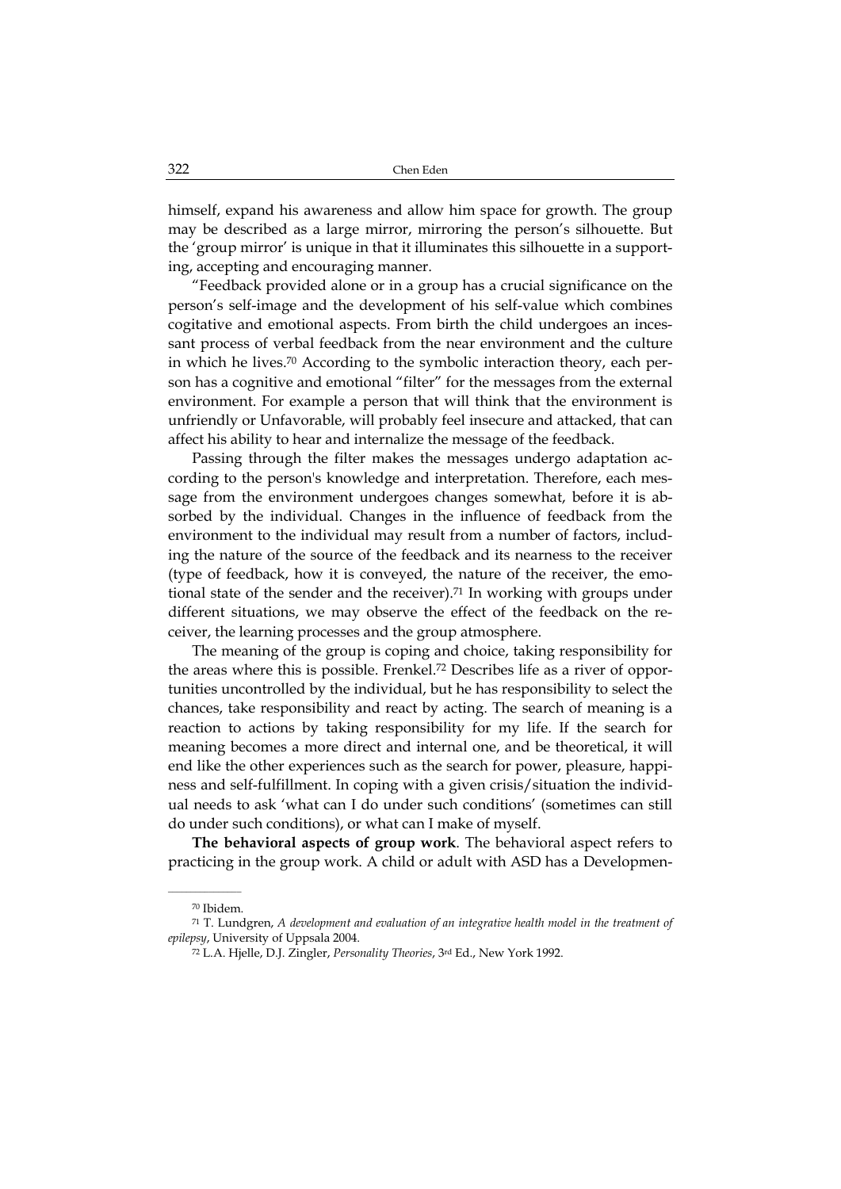himself, expand his awareness and allow him space for growth. The group may be described as a large mirror, mirroring the person's silhouette. But the 'group mirror' is unique in that it illuminates this silhouette in a supporting, accepting and encouraging manner.

"Feedback provided alone or in a group has a crucial significance on the person's self-image and the development of his self-value which combines cogitative and emotional aspects. From birth the child undergoes an incessant process of verbal feedback from the near environment and the culture in which he lives.[70] According to the symbolic interaction theory, each person has a cognitive and emotional "filter" for the messages from the external environment. For example a person that will think that the environment is unfriendly or Unfavorable, will probably feel insecure and attacked, that can affect his ability to hear and internalize the message of the feedback.

Passing through the filter makes the messages undergo adaptation according to the person's knowledge and interpretation. Therefore, each message from the environment undergoes changes somewhat, before it is absorbed by the individual. Changes in the influence of feedback from the environment to the individual may result from a number of factors, including the nature of the source of the feedback and its nearness to the receiver (type of feedback, how it is conveyed, the nature of the receiver, the emotional state of the sender and the receiver).[71] In working with groups under different situations, we may observe the effect of the feedback on the receiver, the learning processes and the group atmosphere.

The meaning of the group is coping and choice, taking responsibility for the areas where this is possible. Frenkel.[72] Describes life as a river of opportunities uncontrolled by the individual, but he has responsibility to select the chances, take responsibility and react by acting. The search of meaning is a reaction to actions by taking responsibility for my life. If the search for meaning becomes a more direct and internal one, and be theoretical, it will end like the other experiences such as the search for power, pleasure, happiness and self-fulfillment. In coping with a given crisis/situation the individual needs to ask 'what can I do under such conditions' (sometimes can still do under such conditions), or what can I make of myself.

**The behavioral aspects of group work**. The behavioral aspect refers to practicing in the group work. A child or adult with ASD has a Developmen-

---

[70] Ibidem.

[71] T. Lundgren, *A development and evaluation of an integrative health model in the treatment of epilepsy*, University of Uppsala 2004.

[72] L.A. Hjelle, D.J. Zingler, *Personality Theories*, 3rd Ed., New York 1992.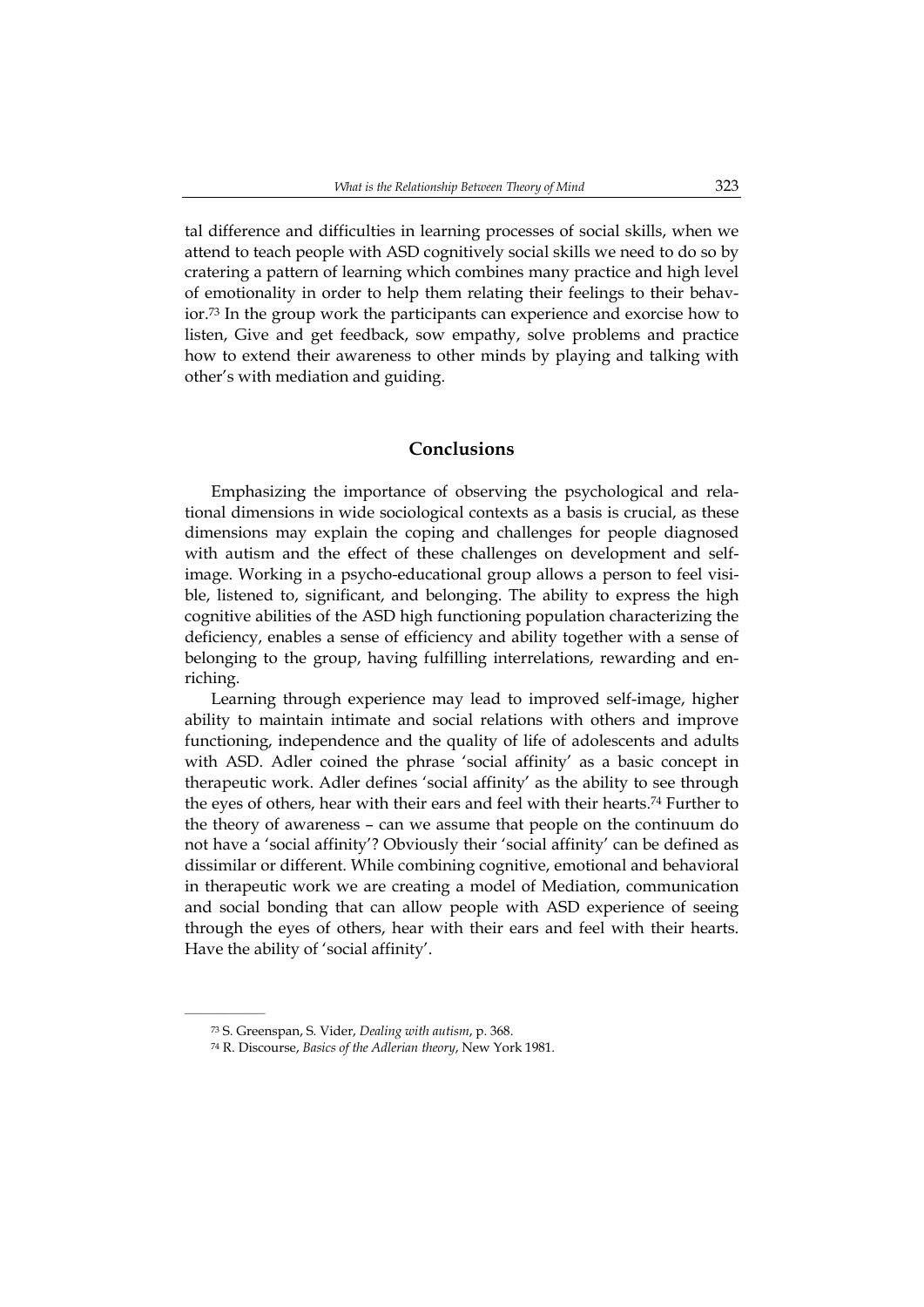tal difference and difficulties in learning processes of social skills, when we attend to teach people with ASD cognitively social skills we need to do so by cratering a pattern of learning which combines many practice and high level of emotionality in order to help them relating their feelings to their behavior.[73] In the group work the participants can experience and exorcise how to listen, Give and get feedback, sow empathy, solve problems and practice how to extend their awareness to other minds by playing and talking with other's with mediation and guiding.

## Conclusions

Emphasizing the importance of observing the psychological and relational dimensions in wide sociological contexts as a basis is crucial, as these dimensions may explain the coping and challenges for people diagnosed with autism and the effect of these challenges on development and self-image. Working in a psycho-educational group allows a person to feel visible, listened to, significant, and belonging. The ability to express the high cognitive abilities of the ASD high functioning population characterizing the deficiency, enables a sense of efficiency and ability together with a sense of belonging to the group, having fulfilling interrelations, rewarding and enriching.

Learning through experience may lead to improved self-image, higher ability to maintain intimate and social relations with others and improve functioning, independence and the quality of life of adolescents and adults with ASD. Adler coined the phrase 'social affinity' as a basic concept in therapeutic work. Adler defines 'social affinity' as the ability to see through the eyes of others, hear with their ears and feel with their hearts.[74] Further to the theory of awareness – can we assume that people on the continuum do not have a 'social affinity'? Obviously their 'social affinity' can be defined as dissimilar or different. While combining cognitive, emotional and behavioral in therapeutic work we are creating a model of Mediation, communication and social bonding that can allow people with ASD experience of seeing through the eyes of others, hear with their ears and feel with their hearts. Have the ability of 'social affinity'.

---

[73] S. Greenspan, S. Vider, *Dealing with autism*, p. 368.

[74] R. Discourse, *Basics of the Adlerian theory*, New York 1981.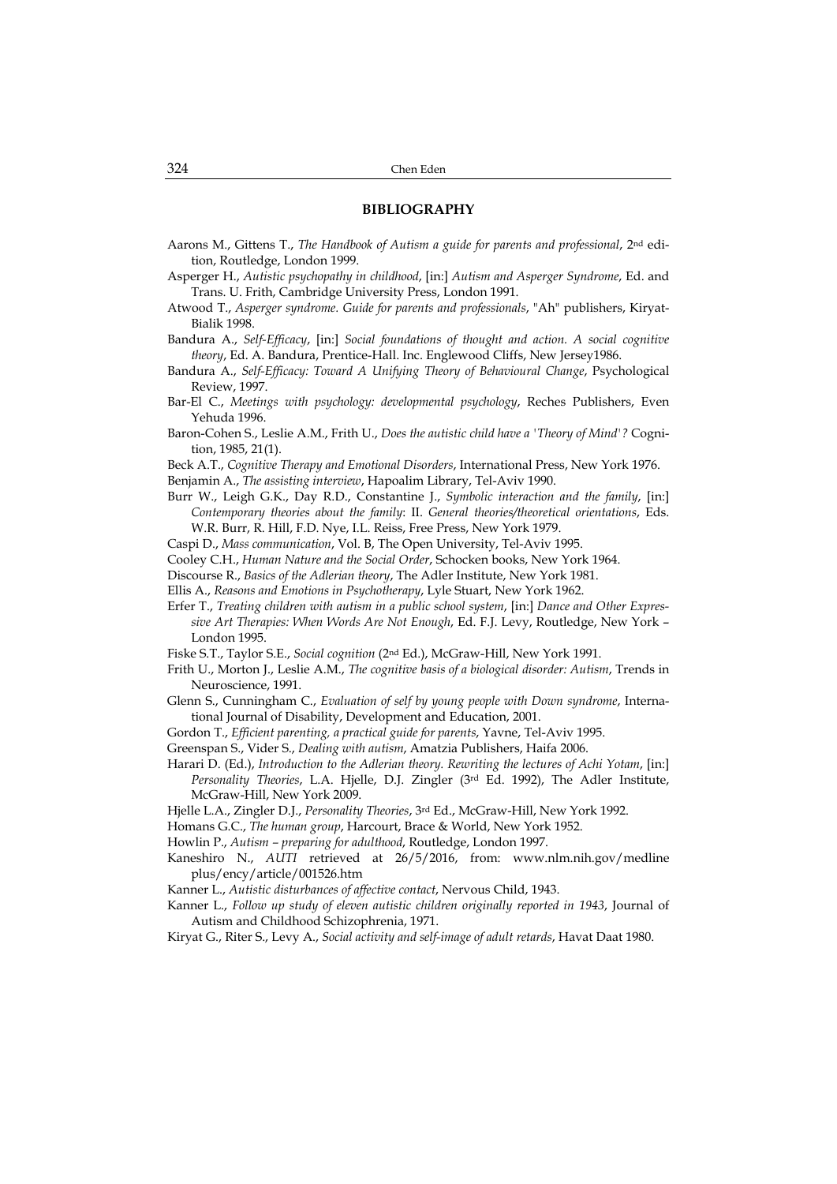## BIBLIOGRAPHY

Aarons M., Gittens T., *The Handbook of Autism a guide for parents and professional*, 2nd edition, Routledge, London 1999.

Asperger H., *Autistic psychopathy in childhood*, [in:] *Autism and Asperger Syndrome*, Ed. and Trans. U. Frith, Cambridge University Press, London 1991.

Atwood T., *Asperger syndrome. Guide for parents and professionals*, "Ah" publishers, Kiryat-Bialik 1998.

Bandura A., *Self-Efficacy*, [in:] *Social foundations of thought and action. A social cognitive theory*, Ed. A. Bandura, Prentice-Hall. Inc. Englewood Cliffs, New Jersey1986.

Bandura A., *Self-Efficacy: Toward A Unifying Theory of Behavioural Change*, Psychological Review, 1997.

Bar-El C., *Meetings with psychology: developmental psychology*, Reches Publishers, Even Yehuda 1996.

Baron-Cohen S., Leslie A.M., Frith U., *Does the autistic child have a 'Theory of Mind'?* Cognition, 1985, 21(1).

Beck A.T., *Cognitive Therapy and Emotional Disorders*, International Press, New York 1976.

Benjamin A., *The assisting interview*, Hapoalim Library, Tel-Aviv 1990.

Burr W., Leigh G.K., Day R.D., Constantine J., *Symbolic interaction and the family*, [in:] *Contemporary theories about the family*: II. *General theories/theoretical orientations*, Eds. W.R. Burr, R. Hill, F.D. Nye, I.L. Reiss, Free Press, New York 1979.

Caspi D., *Mass communication*, Vol. B, The Open University, Tel-Aviv 1995.

Cooley C.H., *Human Nature and the Social Order*, Schocken books, New York 1964.

Discourse R., *Basics of the Adlerian theory*, The Adler Institute, New York 1981.

Ellis A., *Reasons and Emotions in Psychotherapy*, Lyle Stuart, New York 1962.

Erfer T., *Treating children with autism in a public school system*, [in:] *Dance and Other Expressive Art Therapies: When Words Are Not Enough*, Ed. F.J. Levy, Routledge, New York – London 1995.

Fiske S.T., Taylor S.E., *Social cognition* (2nd Ed.), McGraw-Hill, New York 1991.

Frith U., Morton J., Leslie A.M., *The cognitive basis of a biological disorder: Autism*, Trends in Neuroscience, 1991.

Glenn S., Cunningham C., *Evaluation of self by young people with Down syndrome*, International Journal of Disability, Development and Education, 2001.

Gordon T., *Efficient parenting, a practical guide for parents*, Yavne, Tel-Aviv 1995.

Greenspan S., Vider S., *Dealing with autism*, Amatzia Publishers, Haifa 2006.

Harari D. (Ed.), *Introduction to the Adlerian theory. Rewriting the lectures of Achi Yotam*, [in:] *Personality Theories*, L.A. Hjelle, D.J. Zingler (3rd Ed. 1992), The Adler Institute, McGraw-Hill, New York 2009.

Hjelle L.A., Zingler D.J., *Personality Theories*, 3rd Ed., McGraw-Hill, New York 1992.

Homans G.C., *The human group*, Harcourt, Brace & World, New York 1952.

Howlin P., *Autism – preparing for adulthood*, Routledge, London 1997.

Kaneshiro N., *AUTI* retrieved at 26/5/2016, from: www.nlm.nih.gov/medlineplus/ency/article/001526.htm

Kanner L., *Autistic disturbances of affective contact*, Nervous Child, 1943.

Kanner L., *Follow up study of eleven autistic children originally reported in 1943*, Journal of Autism and Childhood Schizophrenia, 1971.

Kiryat G., Riter S., Levy A., *Social activity and self-image of adult retards*, Havat Daat 1980.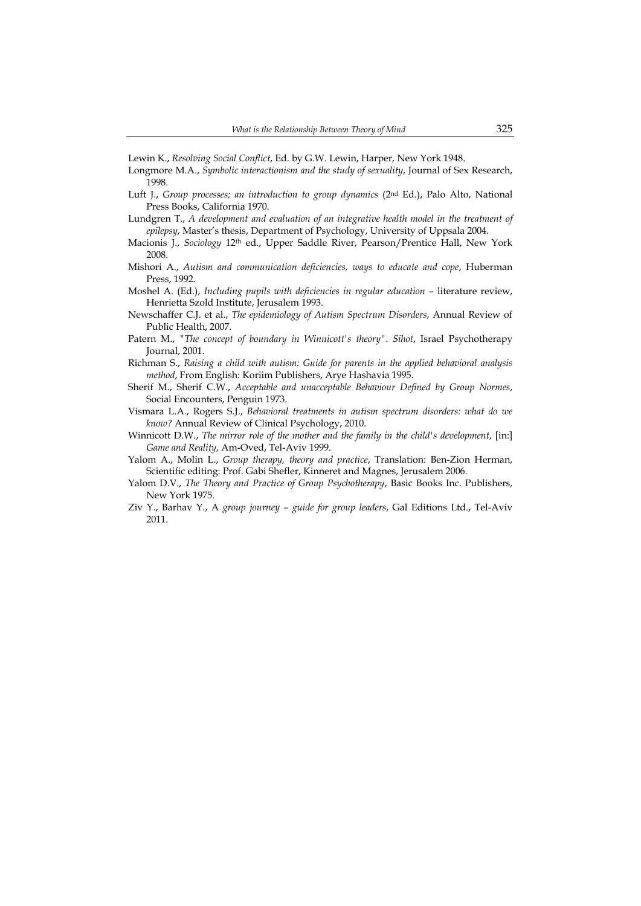Lewin K., *Resolving Social Conflict*, Ed. by G.W. Lewin, Harper, New York 1948.

Longmore M.A., *Symbolic interactionism and the study of sexuality*, Journal of Sex Research, 1998.

Luft J., *Group processes; an introduction to group dynamics* (2nd Ed.), Palo Alto, National Press Books, California 1970.

Lundgren T., *A development and evaluation of an integrative health model in the treatment of epilepsy*, Master's thesis, Department of Psychology, University of Uppsala 2004.

Macionis J., *Sociology* 12th ed., Upper Saddle River, Pearson/Prentice Hall, New York 2008.

Mishori A., *Autism and communication deficiencies, ways to educate and cope*, Huberman Press, 1992.

Moshel A. (Ed.), *Including pupils with deficiencies in regular education* – literature review, Henrietta Szold Institute, Jerusalem 1993.

Newschaffer C.J. et al., *The epidemiology of Autism Spectrum Disorders*, Annual Review of Public Health, 2007.

Patern M., "*The concept of boundary in Winnicott's theory*". *Sihot*, Israel Psychotherapy Journal, 2001.

Richman S., *Raising a child with autism: Guide for parents in the applied behavioral analysis method*, From English: Koriim Publishers, Arye Hashavia 1995.

Sherif M., Sherif C.W., *Acceptable and unacceptable Behaviour Defined by Group Normes*, Social Encounters, Penguin 1973.

Vismara L.A., Rogers S.J., *Behavioral treatments in autism spectrum disorders: what do we know?* Annual Review of Clinical Psychology, 2010.

Winnicott D.W., *The mirror role of the mother and the family in the child's development*, [in:] *Game and Reality*, Am-Oved, Tel-Aviv 1999.

Yalom A., Molin L., *Group therapy, theory and practice*, Translation: Ben-Zion Herman, Scientific editing: Prof. Gabi Shefler, Kinneret and Magnes, Jerusalem 2006.

Yalom D.V., *The Theory and Practice of Group Psychotherapy*, Basic Books Inc. Publishers, New York 1975.

Ziv Y., Barhav Y., A *group journey – guide for group leaders*, Gal Editions Ltd., Tel-Aviv 2011.